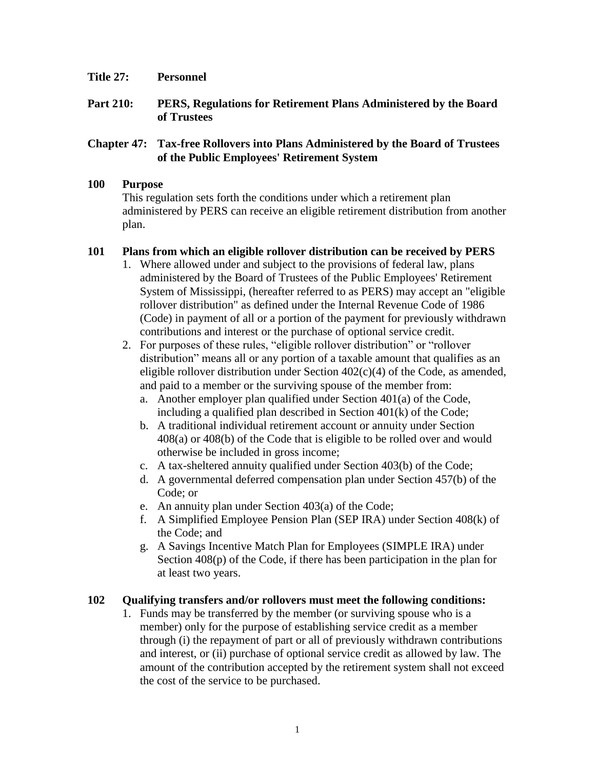**Title 27: Personnel**

**Part 210: PERS, Regulations for Retirement Plans Administered by the Board of Trustees**

**Chapter 47: Tax-free Rollovers into Plans Administered by the Board of Trustees of the Public Employees' Retirement System**

## 100 Purpose

This regulation sets forth the conditions under which a retirement plan administered by PERS can receive an eligible retirement distribution from another plan.

## 101 Plans from which an eligible rollover distribution can be received by PERS

1. Where allowed under and subject to the provisions of federal law, plans administered by the Board of Trustees of the Public Employees' Retirement System of Mississippi, (hereafter referred to as PERS) may accept an "eligible rollover distribution" as defined under the Internal Revenue Code of 1986 (Code) in payment of all or a portion of the payment for previously withdrawn contributions and interest or the purchase of optional service credit.
2. For purposes of these rules, "eligible rollover distribution" or "rollover distribution" means all or any portion of a taxable amount that qualifies as an eligible rollover distribution under Section 402(c)(4) of the Code, as amended, and paid to a member or the surviving spouse of the member from:
   a. Another employer plan qualified under Section 401(a) of the Code, including a qualified plan described in Section 401(k) of the Code;
   b. A traditional individual retirement account or annuity under Section 408(a) or 408(b) of the Code that is eligible to be rolled over and would otherwise be included in gross income;
   c. A tax-sheltered annuity qualified under Section 403(b) of the Code;
   d. A governmental deferred compensation plan under Section 457(b) of the Code; or
   e. An annuity plan under Section 403(a) of the Code;
   f. A Simplified Employee Pension Plan (SEP IRA) under Section 408(k) of the Code; and
   g. A Savings Incentive Match Plan for Employees (SIMPLE IRA) under Section 408(p) of the Code, if there has been participation in the plan for at least two years.

## 102 Qualifying transfers and/or rollovers must meet the following conditions:

1. Funds may be transferred by the member (or surviving spouse who is a member) only for the purpose of establishing service credit as a member through (i) the repayment of part or all of previously withdrawn contributions and interest, or (ii) purchase of optional service credit as allowed by law. The amount of the contribution accepted by the retirement system shall not exceed the cost of the service to be purchased.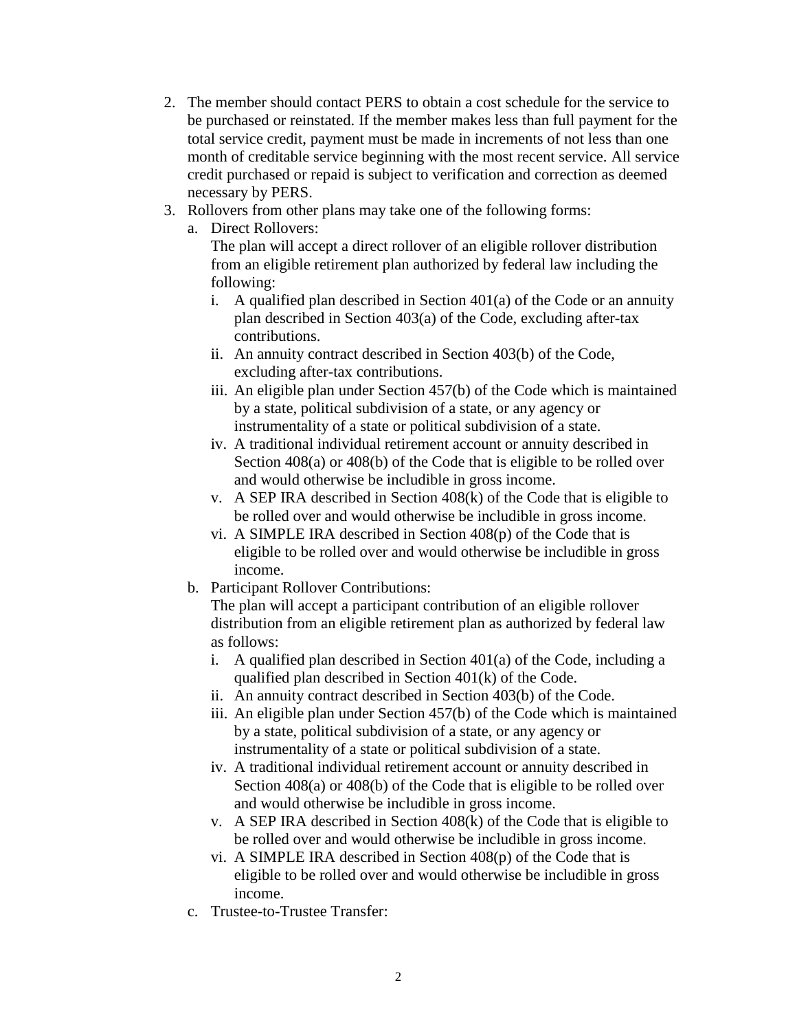2. The member should contact PERS to obtain a cost schedule for the service to be purchased or reinstated. If the member makes less than full payment for the total service credit, payment must be made in increments of not less than one month of creditable service beginning with the most recent service. All service credit purchased or repaid is subject to verification and correction as deemed necessary by PERS.
3. Rollovers from other plans may take one of the following forms:
   a. Direct Rollovers:
      The plan will accept a direct rollover of an eligible rollover distribution from an eligible retirement plan authorized by federal law including the following:
      i. A qualified plan described in Section 401(a) of the Code or an annuity plan described in Section 403(a) of the Code, excluding after-tax contributions.
      ii. An annuity contract described in Section 403(b) of the Code, excluding after-tax contributions.
      iii. An eligible plan under Section 457(b) of the Code which is maintained by a state, political subdivision of a state, or any agency or instrumentality of a state or political subdivision of a state.
      iv. A traditional individual retirement account or annuity described in Section 408(a) or 408(b) of the Code that is eligible to be rolled over and would otherwise be includible in gross income.
      v. A SEP IRA described in Section 408(k) of the Code that is eligible to be rolled over and would otherwise be includible in gross income.
      vi. A SIMPLE IRA described in Section 408(p) of the Code that is eligible to be rolled over and would otherwise be includible in gross income.
   b. Participant Rollover Contributions:
      The plan will accept a participant contribution of an eligible rollover distribution from an eligible retirement plan as authorized by federal law as follows:
      i. A qualified plan described in Section 401(a) of the Code, including a qualified plan described in Section 401(k) of the Code.
      ii. An annuity contract described in Section 403(b) of the Code.
      iii. An eligible plan under Section 457(b) of the Code which is maintained by a state, political subdivision of a state, or any agency or instrumentality of a state or political subdivision of a state.
      iv. A traditional individual retirement account or annuity described in Section 408(a) or 408(b) of the Code that is eligible to be rolled over and would otherwise be includible in gross income.
      v. A SEP IRA described in Section 408(k) of the Code that is eligible to be rolled over and would otherwise be includible in gross income.
      vi. A SIMPLE IRA described in Section 408(p) of the Code that is eligible to be rolled over and would otherwise be includible in gross income.
   c. Trustee-to-Trustee Transfer: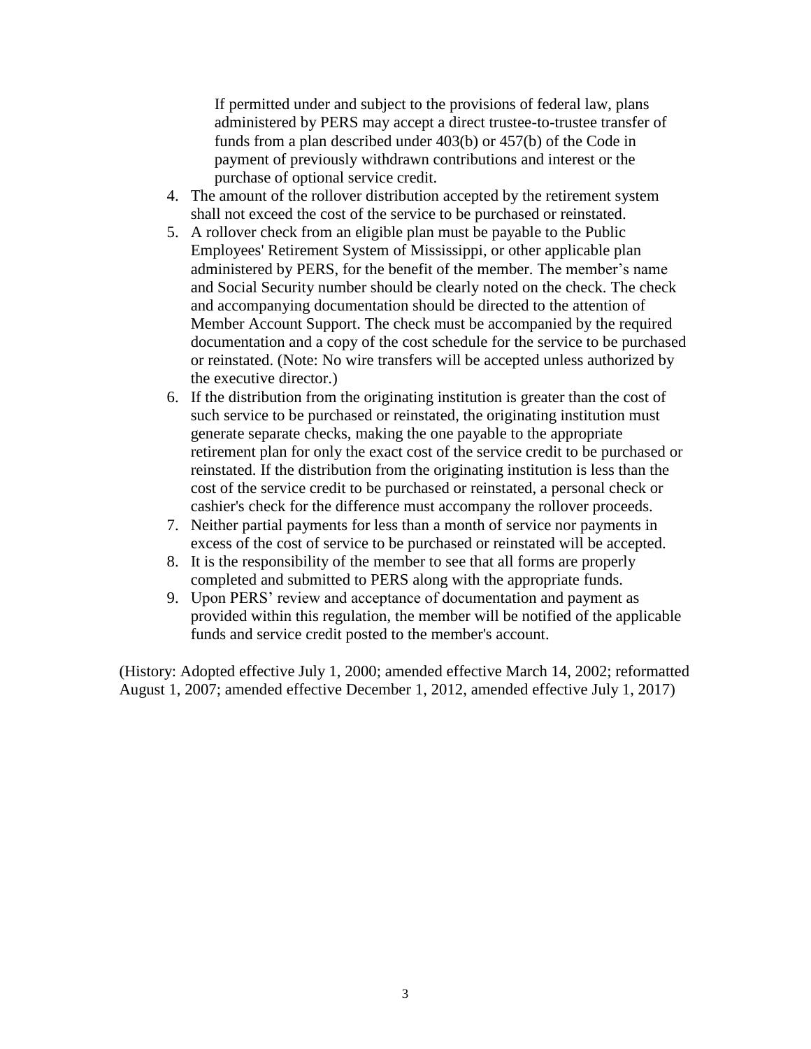If permitted under and subject to the provisions of federal law, plans administered by PERS may accept a direct trustee-to-trustee transfer of funds from a plan described under 403(b) or 457(b) of the Code in payment of previously withdrawn contributions and interest or the purchase of optional service credit.

4. The amount of the rollover distribution accepted by the retirement system shall not exceed the cost of the service to be purchased or reinstated.
5. A rollover check from an eligible plan must be payable to the Public Employees' Retirement System of Mississippi, or other applicable plan administered by PERS, for the benefit of the member. The member's name and Social Security number should be clearly noted on the check. The check and accompanying documentation should be directed to the attention of Member Account Support. The check must be accompanied by the required documentation and a copy of the cost schedule for the service to be purchased or reinstated. (Note: No wire transfers will be accepted unless authorized by the executive director.)
6. If the distribution from the originating institution is greater than the cost of such service to be purchased or reinstated, the originating institution must generate separate checks, making the one payable to the appropriate retirement plan for only the exact cost of the service credit to be purchased or reinstated. If the distribution from the originating institution is less than the cost of the service credit to be purchased or reinstated, a personal check or cashier's check for the difference must accompany the rollover proceeds.
7. Neither partial payments for less than a month of service nor payments in excess of the cost of service to be purchased or reinstated will be accepted.
8. It is the responsibility of the member to see that all forms are properly completed and submitted to PERS along with the appropriate funds.
9. Upon PERS' review and acceptance of documentation and payment as provided within this regulation, the member will be notified of the applicable funds and service credit posted to the member's account.

(History: Adopted effective July 1, 2000; amended effective March 14, 2002; reformatted August 1, 2007; amended effective December 1, 2012, amended effective July 1, 2017)